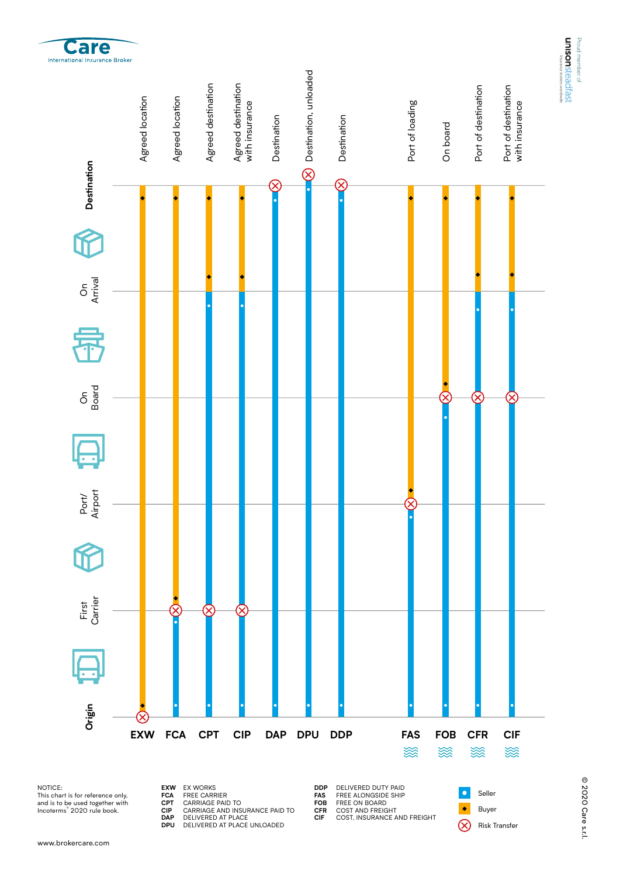Care
International Insurance Broker

Proud member of unisonsteadfast — Insurance brokers worldwide

| Term | Delivery point | Risk Transfer | Seller responsibility | Buyer responsibility |
|---|---|---|---|---|
| EXW | Agreed location | Origin | — | Origin to Destination |
| FCA | Agreed location | First Carrier | Origin to First Carrier | First Carrier to Destination |
| CPT | Agreed destination | First Carrier | Origin to On Arrival | On Arrival to Destination |
| CIP | Agreed destination with insurance | First Carrier | Origin to On Arrival | On Arrival to Destination |
| DAP | Destination | Destination | Origin to Destination | — |
| DPU | Destination, unloaded | Destination | Origin to Destination | — |
| DDP | Destination | Destination | Origin to Destination | — |
| FAS | Port of loading | Port/Airport | Origin to Port/Airport | Port/Airport to Destination |
| FOB | On board | On Board | Origin to On Board | On Board to Destination |
| CFR | Port of destination | On Board | Origin to On Arrival | On Arrival to Destination |
| CIF | Port of destination with insurance | On Board | Origin to On Arrival | On Arrival to Destination |

Stages (from Origin to Destination): Origin, First Carrier, Port/Airport, On Board, On Arrival, Destination

NOTICE:
This chart is for reference only, and is to be used together with Incoterms® 2020 rule book.

- **EXW** EX WORKS
- **FCA** FREE CARRIER
- **CPT** CARRIAGE PAID TO
- **CIP** CARRIAGE AND INSURANCE PAID TO
- **DAP** DELIVERED AT PLACE
- **DPU** DELIVERED AT PLACE UNLOADED
- **DDP** DELIVERED DUTY PAID
- **FAS** FREE ALONGSIDE SHIP
- **FOB** FREE ON BOARD
- **CFR** COST AND FREIGHT
- **CIF** COST, INSURANCE AND FREIGHT

Legend: Seller (blue) · Buyer (orange) · Risk Transfer (⊗)

www.brokercare.com

© 2020 Care s.r.l.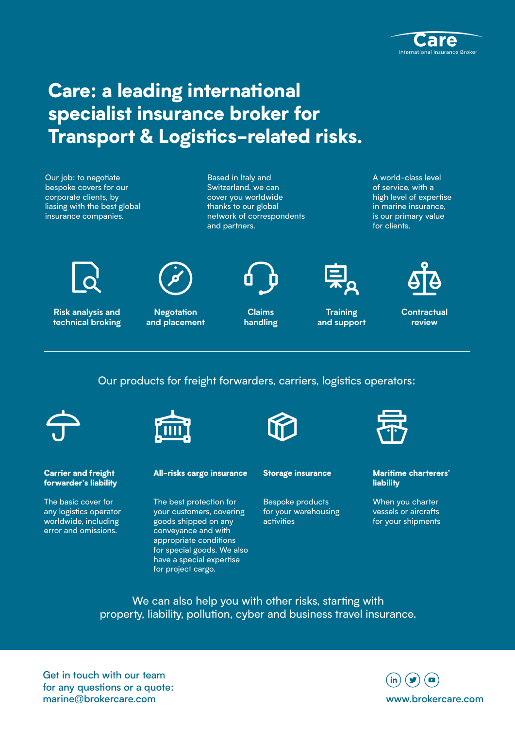Care
International Insurance Broker

# Care: a leading international specialist insurance broker for Transport & Logistics-related risks.

Our job: to negotiate bespoke covers for our corporate clients, by liasing with the best global insurance companies.

Based in Italy and Switzerland, we can cover you worldwide thanks to our global network of correspondents and partners.

A world-class level of service, with a high level of expertise in marine insurance, is our primary value for clients.

**Risk analysis and technical broking**

**Negotation and placement**

**Claims handling**

**Training and support**

**Contractual review**

---

## Our products for freight forwarders, carriers, logistics operators:

**Carrier and freight forwarder's liability**

The basic cover for any logistics operator worldwide, including error and omissions.

**All-risks cargo insurance**

The best protection for your customers, covering goods shipped on any conveyance and with appropriate conditions for special goods. We also have a special expertise for project cargo.

**Storage insurance**

Bespoke products for your warehousing activities

**Maritime charterers' liability**

When you charter vessels or aircrafts for your shipments

We can also help you with other risks, starting with property, liability, pollution, cyber and business travel insurance.

Get in touch with our team for any questions or a quote:
marine@brokercare.com

www.brokercare.com